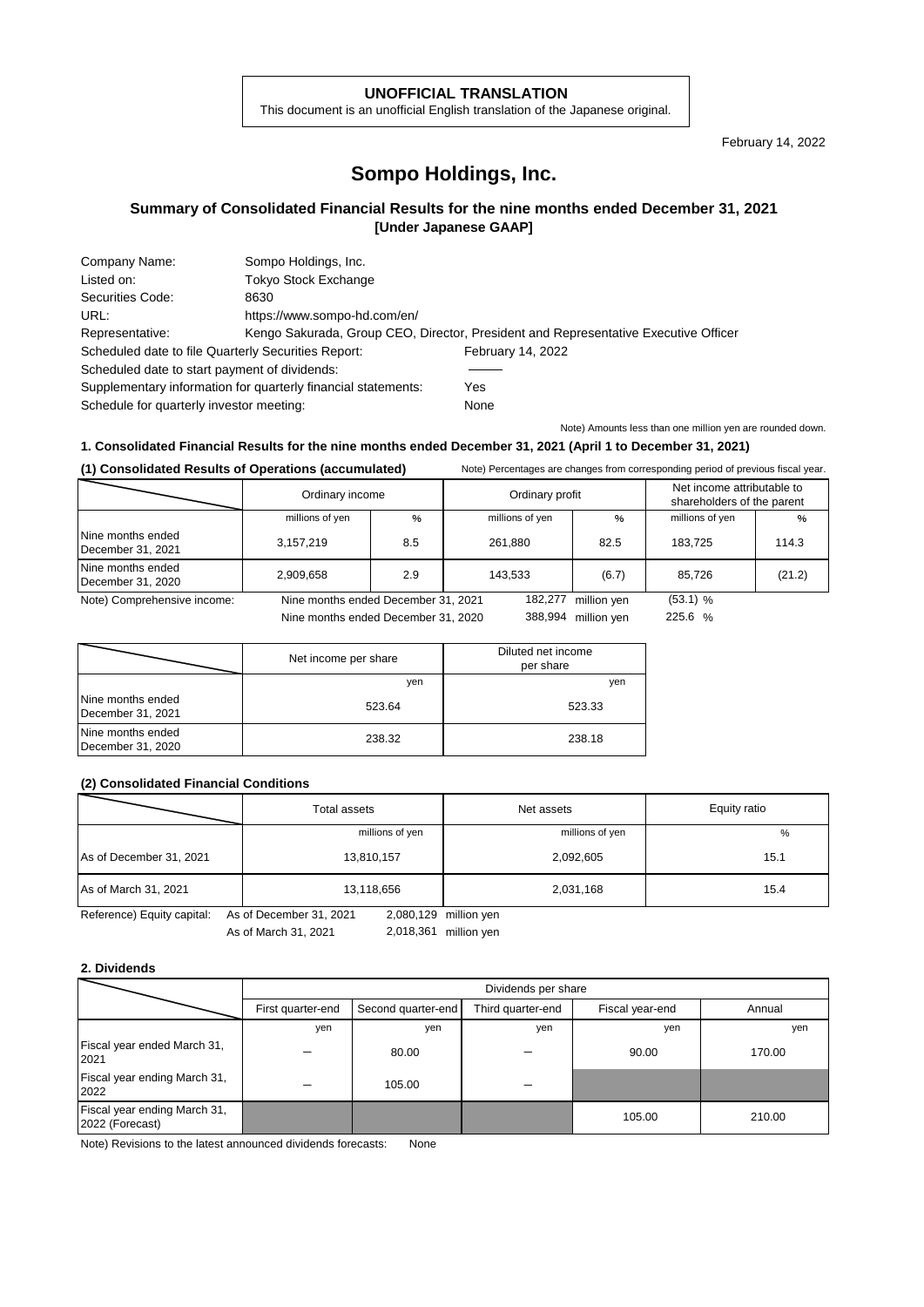**UNOFFICIAL TRANSLATION**

This document is an unofficial English translation of the Japanese original.

February 14, 2022

# Sompo Holdings, Inc.

## Summary of Consolidated Financial Results for the nine months ended December 31, 2021 [Under Japanese GAAP]

| | |
|---|---|
| Company Name: | Sompo Holdings, Inc. |
| Listed on: | Tokyo Stock Exchange |
| Securities Code: | 8630 |
| URL: | https://www.sompo-hd.com/en/ |
| Representative: | Kengo Sakurada, Group CEO, Director, President and Representative Executive Officer |
| Scheduled date to file Quarterly Securities Report: | February 14, 2022 |
| Scheduled date to start payment of dividends: | ― |
| Supplementary information for quarterly financial statements: | Yes |
| Schedule for quarterly investor meeting: | None |

Note) Amounts less than one million yen are rounded down.

### 1. Consolidated Financial Results for the nine months ended December 31, 2021 (April 1 to December 31, 2021)

**(1) Consolidated Results of Operations (accumulated)**

Note) Percentages are changes from corresponding period of previous fiscal year.

| | Ordinary income | | Ordinary profit | | Net income attributable to shareholders of the parent | |
|---|---|---|---|---|---|---|
| | millions of yen | % | millions of yen | % | millions of yen | % |
| Nine months ended December 31, 2021 | 3,157,219 | 8.5 | 261,880 | 82.5 | 183,725 | 114.3 |
| Nine months ended December 31, 2020 | 2,909,658 | 2.9 | 143,533 | (6.7) | 85,726 | (21.2) |

Note) Comprehensive income:
Nine months ended December 31, 2021: 182,277 million yen (53.1) %
Nine months ended December 31, 2020: 388,994 million yen 225.6 %

| | Net income per share | Diluted net income per share |
|---|---|---|
| | yen | yen |
| Nine months ended December 31, 2021 | 523.64 | 523.33 |
| Nine months ended December 31, 2020 | 238.32 | 238.18 |

**(2) Consolidated Financial Conditions**

| | Total assets | Net assets | Equity ratio |
|---|---|---|---|
| | millions of yen | millions of yen | % |
| As of December 31, 2021 | 13,810,157 | 2,092,605 | 15.1 |
| As of March 31, 2021 | 13,118,656 | 2,031,168 | 15.4 |

Reference) Equity capital:
As of December 31, 2021: 2,080,129 million yen
As of March 31, 2021: 2,018,361 million yen

### 2. Dividends

| | Dividends per share | | | | |
|---|---|---|---|---|---|
| | First quarter-end | Second quarter-end | Third quarter-end | Fiscal year-end | Annual |
| | yen | yen | yen | yen | yen |
| Fiscal year ended March 31, 2021 | ― | 80.00 | ― | 90.00 | 170.00 |
| Fiscal year ending March 31, 2022 | ― | 105.00 | ― | | |
| Fiscal year ending March 31, 2022 (Forecast) | | | | 105.00 | 210.00 |

Note) Revisions to the latest announced dividends forecasts: None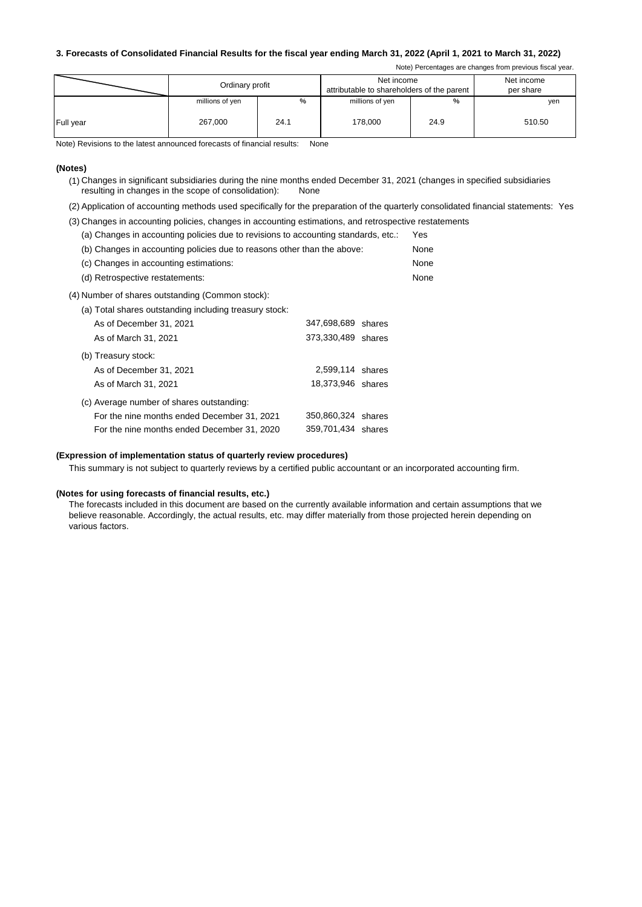### 3. Forecasts of Consolidated Financial Results for the fiscal year ending March 31, 2022 (April 1, 2021 to March 31, 2022)

Note) Percentages are changes from previous fiscal year.

| | Ordinary profit | | Net income attributable to shareholders of the parent | | Net income per share |
|---|---|---|---|---|---|
| | millions of yen | % | millions of yen | % | yen |
| Full year | 267,000 | 24.1 | 178,000 | 24.9 | 510.50 |

Note) Revisions to the latest announced forecasts of financial results: None

**(Notes)**

(1) Changes in significant subsidiaries during the nine months ended December 31, 2021 (changes in specified subsidiaries resulting in changes in the scope of consolidation): None

(2) Application of accounting methods used specifically for the preparation of the quarterly consolidated financial statements: Yes

(3) Changes in accounting policies, changes in accounting estimations, and retrospective restatements

| | |
|---|---|
| (a) Changes in accounting policies due to revisions to accounting standards, etc.: | Yes |
| (b) Changes in accounting policies due to reasons other than the above: | None |
| (c) Changes in accounting estimations: | None |
| (d) Retrospective restatements: | None |

(4) Number of shares outstanding (Common stock):

| | |
|---|---|
| (a) Total shares outstanding including treasury stock: | |
| As of December 31, 2021 | 347,698,689 shares |
| As of March 31, 2021 | 373,330,489 shares |
| (b) Treasury stock: | |
| As of December 31, 2021 | 2,599,114 shares |
| As of March 31, 2021 | 18,373,946 shares |
| (c) Average number of shares outstanding: | |
| For the nine months ended December 31, 2021 | 350,860,324 shares |
| For the nine months ended December 31, 2020 | 359,701,434 shares |

**(Expression of implementation status of quarterly review procedures)**

This summary is not subject to quarterly reviews by a certified public accountant or an incorporated accounting firm.

**(Notes for using forecasts of financial results, etc.)**

The forecasts included in this document are based on the currently available information and certain assumptions that we believe reasonable. Accordingly, the actual results, etc. may differ materially from those projected herein depending on various factors.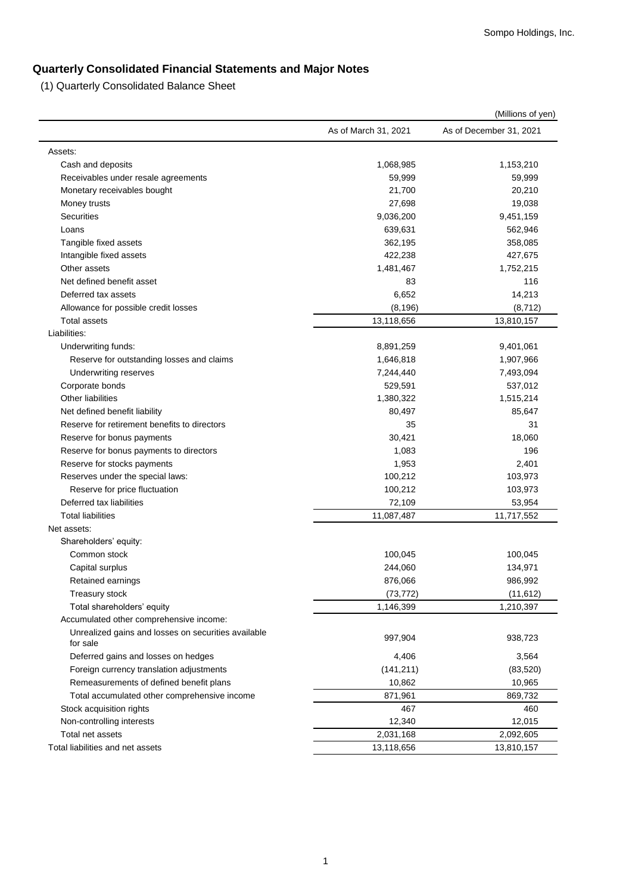## Quarterly Consolidated Financial Statements and Major Notes

(1) Quarterly Consolidated Balance Sheet

(Millions of yen)

| | As of March 31, 2021 | As of December 31, 2021 |
|---|---|---|
| Assets: | | |
| Cash and deposits | 1,068,985 | 1,153,210 |
| Receivables under resale agreements | 59,999 | 59,999 |
| Monetary receivables bought | 21,700 | 20,210 |
| Money trusts | 27,698 | 19,038 |
| Securities | 9,036,200 | 9,451,159 |
| Loans | 639,631 | 562,946 |
| Tangible fixed assets | 362,195 | 358,085 |
| Intangible fixed assets | 422,238 | 427,675 |
| Other assets | 1,481,467 | 1,752,215 |
| Net defined benefit asset | 83 | 116 |
| Deferred tax assets | 6,652 | 14,213 |
| Allowance for possible credit losses | (8,196) | (8,712) |
| Total assets | 13,118,656 | 13,810,157 |
| Liabilities: | | |
| Underwriting funds: | 8,891,259 | 9,401,061 |
| Reserve for outstanding losses and claims | 1,646,818 | 1,907,966 |
| Underwriting reserves | 7,244,440 | 7,493,094 |
| Corporate bonds | 529,591 | 537,012 |
| Other liabilities | 1,380,322 | 1,515,214 |
| Net defined benefit liability | 80,497 | 85,647 |
| Reserve for retirement benefits to directors | 35 | 31 |
| Reserve for bonus payments | 30,421 | 18,060 |
| Reserve for bonus payments to directors | 1,083 | 196 |
| Reserve for stocks payments | 1,953 | 2,401 |
| Reserves under the special laws: | 100,212 | 103,973 |
| Reserve for price fluctuation | 100,212 | 103,973 |
| Deferred tax liabilities | 72,109 | 53,954 |
| Total liabilities | 11,087,487 | 11,717,552 |
| Net assets: | | |
| Shareholders' equity: | | |
| Common stock | 100,045 | 100,045 |
| Capital surplus | 244,060 | 134,971 |
| Retained earnings | 876,066 | 986,992 |
| Treasury stock | (73,772) | (11,612) |
| Total shareholders' equity | 1,146,399 | 1,210,397 |
| Accumulated other comprehensive income: | | |
| Unrealized gains and losses on securities available for sale | 997,904 | 938,723 |
| Deferred gains and losses on hedges | 4,406 | 3,564 |
| Foreign currency translation adjustments | (141,211) | (83,520) |
| Remeasurements of defined benefit plans | 10,862 | 10,965 |
| Total accumulated other comprehensive income | 871,961 | 869,732 |
| Stock acquisition rights | 467 | 460 |
| Non-controlling interests | 12,340 | 12,015 |
| Total net assets | 2,031,168 | 2,092,605 |
| Total liabilities and net assets | 13,118,656 | 13,810,157 |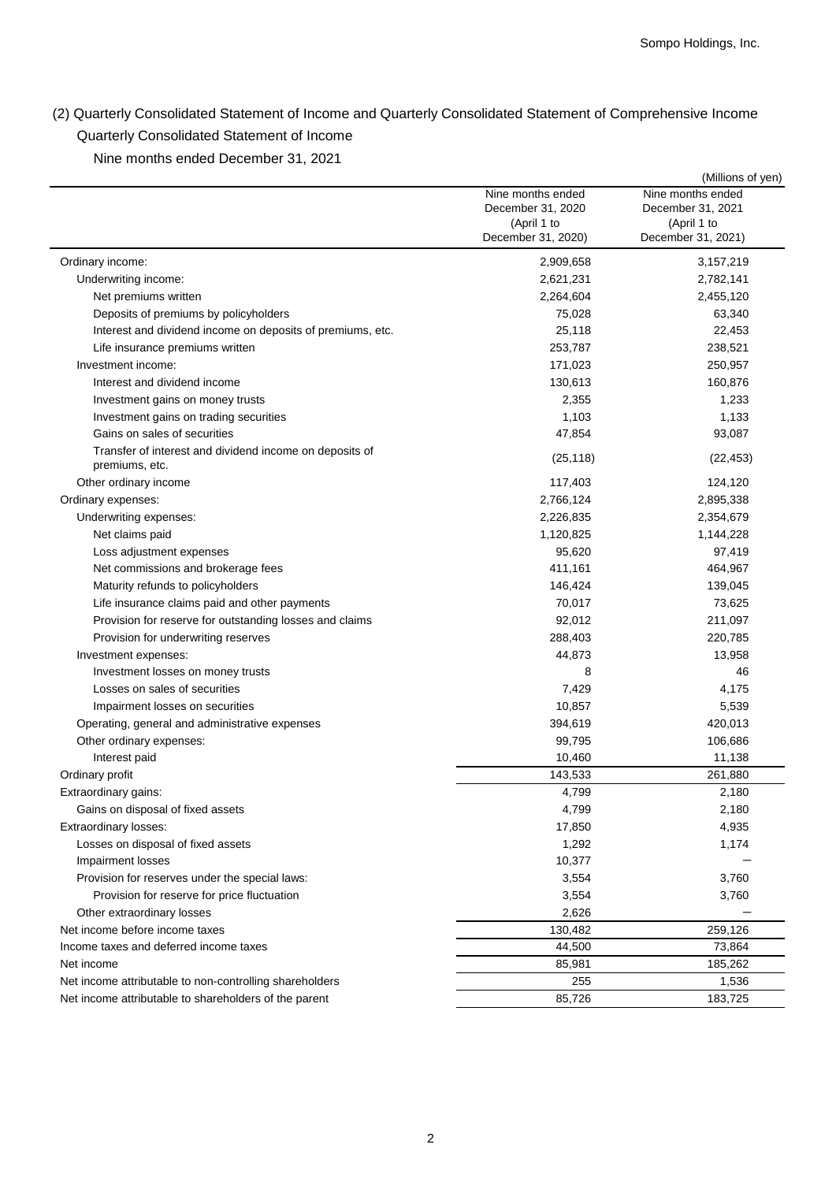## (2) Quarterly Consolidated Statement of Income and Quarterly Consolidated Statement of Comprehensive Income

### Quarterly Consolidated Statement of Income

Nine months ended December 31, 2021

(Millions of yen)

| | Nine months ended December 31, 2020 (April 1 to December 31, 2020) | Nine months ended December 31, 2021 (April 1 to December 31, 2021) |
|---|---|---|
| Ordinary income: | 2,909,658 | 3,157,219 |
| Underwriting income: | 2,621,231 | 2,782,141 |
| Net premiums written | 2,264,604 | 2,455,120 |
| Deposits of premiums by policyholders | 75,028 | 63,340 |
| Interest and dividend income on deposits of premiums, etc. | 25,118 | 22,453 |
| Life insurance premiums written | 253,787 | 238,521 |
| Investment income: | 171,023 | 250,957 |
| Interest and dividend income | 130,613 | 160,876 |
| Investment gains on money trusts | 2,355 | 1,233 |
| Investment gains on trading securities | 1,103 | 1,133 |
| Gains on sales of securities | 47,854 | 93,087 |
| Transfer of interest and dividend income on deposits of premiums, etc. | (25,118) | (22,453) |
| Other ordinary income | 117,403 | 124,120 |
| Ordinary expenses: | 2,766,124 | 2,895,338 |
| Underwriting expenses: | 2,226,835 | 2,354,679 |
| Net claims paid | 1,120,825 | 1,144,228 |
| Loss adjustment expenses | 95,620 | 97,419 |
| Net commissions and brokerage fees | 411,161 | 464,967 |
| Maturity refunds to policyholders | 146,424 | 139,045 |
| Life insurance claims paid and other payments | 70,017 | 73,625 |
| Provision for reserve for outstanding losses and claims | 92,012 | 211,097 |
| Provision for underwriting reserves | 288,403 | 220,785 |
| Investment expenses: | 44,873 | 13,958 |
| Investment losses on money trusts | 8 | 46 |
| Losses on sales of securities | 7,429 | 4,175 |
| Impairment losses on securities | 10,857 | 5,539 |
| Operating, general and administrative expenses | 394,619 | 420,013 |
| Other ordinary expenses: | 99,795 | 106,686 |
| Interest paid | 10,460 | 11,138 |
| Ordinary profit | 143,533 | 261,880 |
| Extraordinary gains: | 4,799 | 2,180 |
| Gains on disposal of fixed assets | 4,799 | 2,180 |
| Extraordinary losses: | 17,850 | 4,935 |
| Losses on disposal of fixed assets | 1,292 | 1,174 |
| Impairment losses | 10,377 | － |
| Provision for reserves under the special laws: | 3,554 | 3,760 |
| Provision for reserve for price fluctuation | 3,554 | 3,760 |
| Other extraordinary losses | 2,626 | － |
| Net income before income taxes | 130,482 | 259,126 |
| Income taxes and deferred income taxes | 44,500 | 73,864 |
| Net income | 85,981 | 185,262 |
| Net income attributable to non-controlling shareholders | 255 | 1,536 |
| Net income attributable to shareholders of the parent | 85,726 | 183,725 |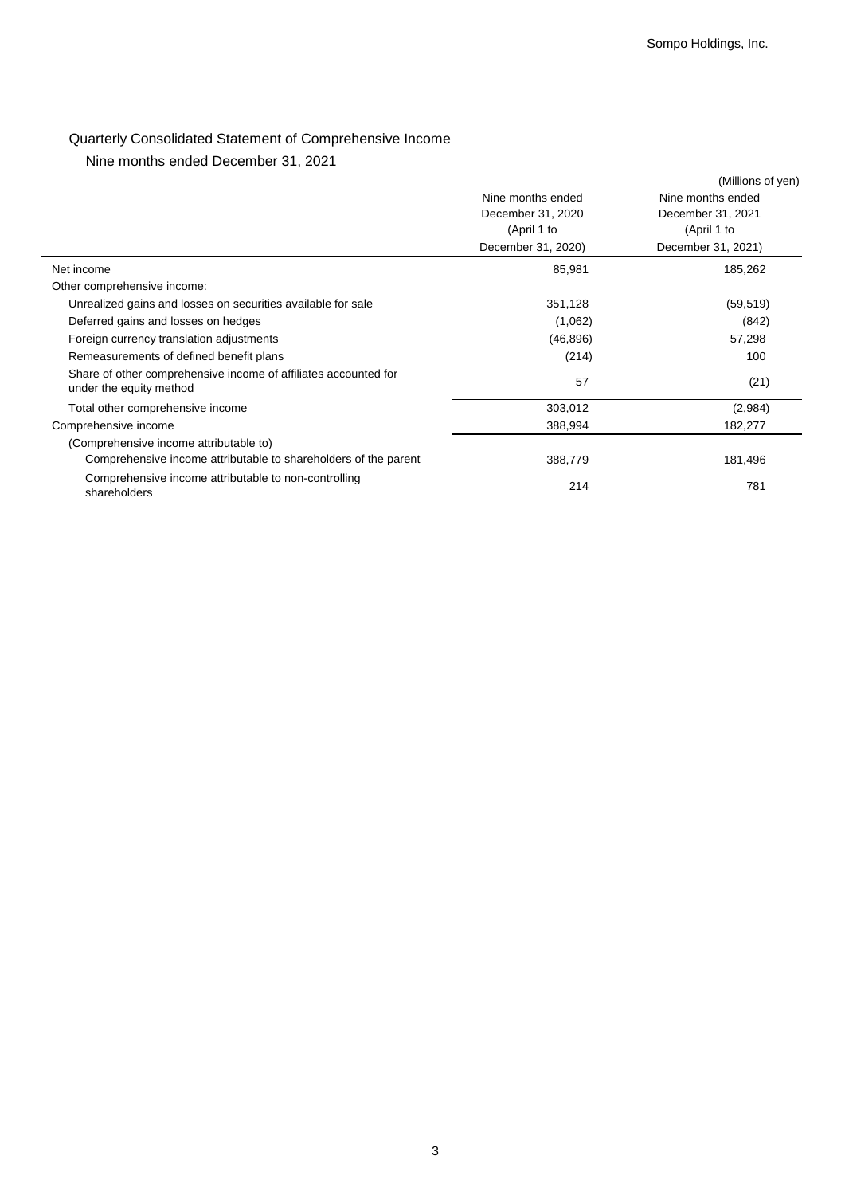## Quarterly Consolidated Statement of Comprehensive Income

### Nine months ended December 31, 2021

(Millions of yen)

| | Nine months ended December 31, 2020 (April 1 to December 31, 2020) | Nine months ended December 31, 2021 (April 1 to December 31, 2021) |
|---|---|---|
| Net income | 85,981 | 185,262 |
| Other comprehensive income: | | |
| Unrealized gains and losses on securities available for sale | 351,128 | (59,519) |
| Deferred gains and losses on hedges | (1,062) | (842) |
| Foreign currency translation adjustments | (46,896) | 57,298 |
| Remeasurements of defined benefit plans | (214) | 100 |
| Share of other comprehensive income of affiliates accounted for under the equity method | 57 | (21) |
| Total other comprehensive income | 303,012 | (2,984) |
| Comprehensive income | 388,994 | 182,277 |
| (Comprehensive income attributable to) | | |
| Comprehensive income attributable to shareholders of the parent | 388,779 | 181,496 |
| Comprehensive income attributable to non-controlling shareholders | 214 | 781 |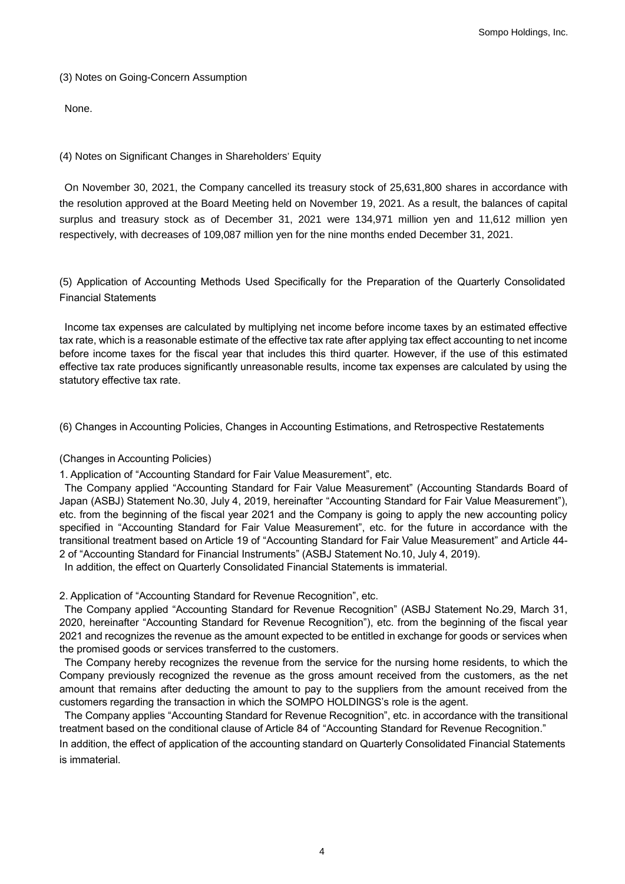### (3) Notes on Going-Concern Assumption

None.

### (4) Notes on Significant Changes in Shareholders' Equity

On November 30, 2021, the Company cancelled its treasury stock of 25,631,800 shares in accordance with the resolution approved at the Board Meeting held on November 19, 2021. As a result, the balances of capital surplus and treasury stock as of December 31, 2021 were 134,971 million yen and 11,612 million yen respectively, with decreases of 109,087 million yen for the nine months ended December 31, 2021.

### (5) Application of Accounting Methods Used Specifically for the Preparation of the Quarterly Consolidated Financial Statements

Income tax expenses are calculated by multiplying net income before income taxes by an estimated effective tax rate, which is a reasonable estimate of the effective tax rate after applying tax effect accounting to net income before income taxes for the fiscal year that includes this third quarter. However, if the use of this estimated effective tax rate produces significantly unreasonable results, income tax expenses are calculated by using the statutory effective tax rate.

### (6) Changes in Accounting Policies, Changes in Accounting Estimations, and Retrospective Restatements

(Changes in Accounting Policies)

1. Application of "Accounting Standard for Fair Value Measurement", etc.

The Company applied "Accounting Standard for Fair Value Measurement" (Accounting Standards Board of Japan (ASBJ) Statement No.30, July 4, 2019, hereinafter "Accounting Standard for Fair Value Measurement"), etc. from the beginning of the fiscal year 2021 and the Company is going to apply the new accounting policy specified in "Accounting Standard for Fair Value Measurement", etc. for the future in accordance with the transitional treatment based on Article 19 of "Accounting Standard for Fair Value Measurement" and Article 44-2 of "Accounting Standard for Financial Instruments" (ASBJ Statement No.10, July 4, 2019).

In addition, the effect on Quarterly Consolidated Financial Statements is immaterial.

2. Application of "Accounting Standard for Revenue Recognition", etc.

The Company applied "Accounting Standard for Revenue Recognition" (ASBJ Statement No.29, March 31, 2020, hereinafter "Accounting Standard for Revenue Recognition"), etc. from the beginning of the fiscal year 2021 and recognizes the revenue as the amount expected to be entitled in exchange for goods or services when the promised goods or services transferred to the customers.

The Company hereby recognizes the revenue from the service for the nursing home residents, to which the Company previously recognized the revenue as the gross amount received from the customers, as the net amount that remains after deducting the amount to pay to the suppliers from the amount received from the customers regarding the transaction in which the SOMPO HOLDINGS's role is the agent.

The Company applies "Accounting Standard for Revenue Recognition", etc. in accordance with the transitional treatment based on the conditional clause of Article 84 of "Accounting Standard for Revenue Recognition."

In addition, the effect of application of the accounting standard on Quarterly Consolidated Financial Statements is immaterial.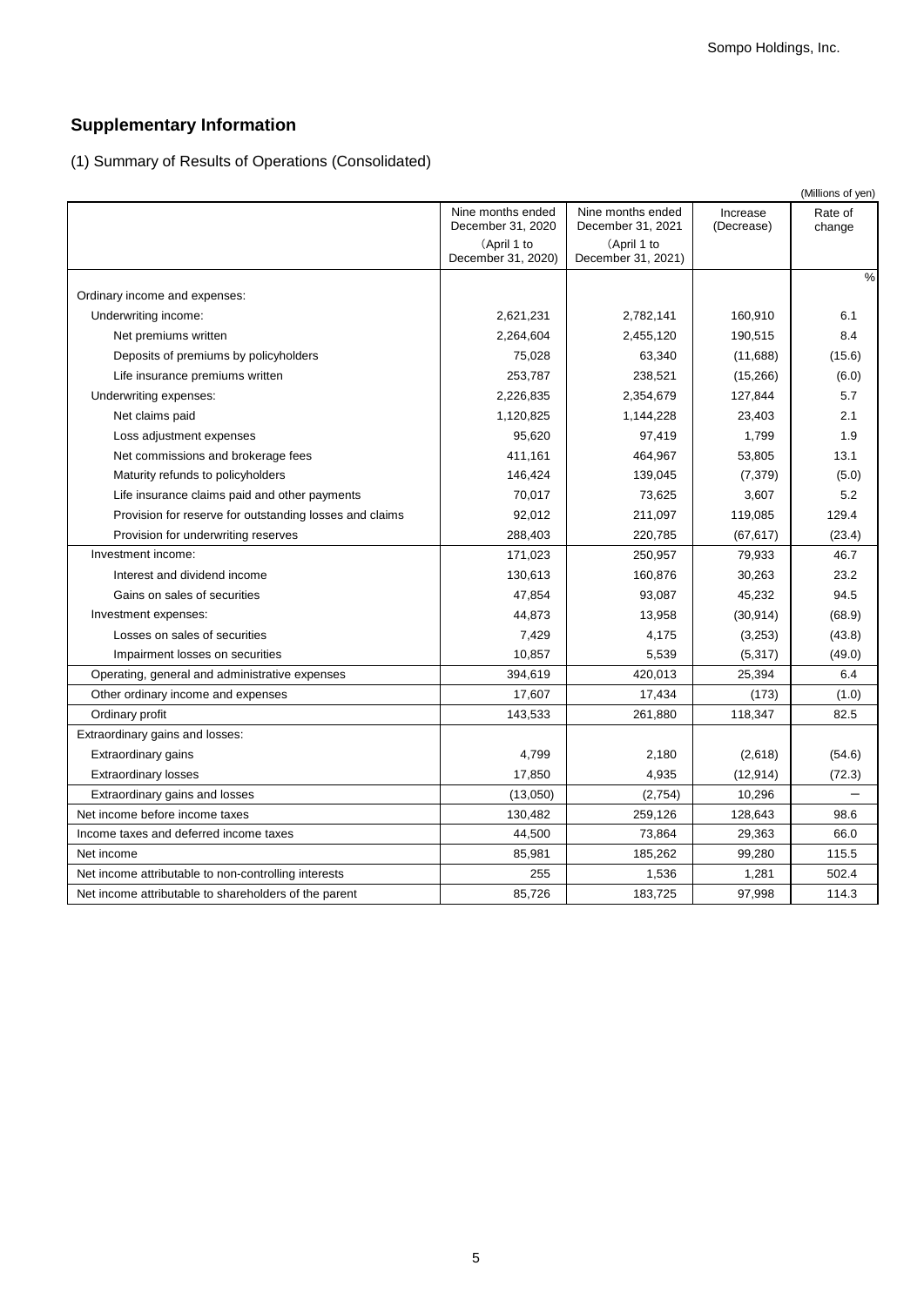## Supplementary Information

(1) Summary of Results of Operations (Consolidated)

(Millions of yen)

| | Nine months ended December 31, 2020 (April 1 to December 31, 2020) | Nine months ended December 31, 2021 (April 1 to December 31, 2021) | Increase (Decrease) | Rate of change |
|---|---|---|---|---|
| | | | | % |
| Ordinary income and expenses: | | | | |
| Underwriting income: | 2,621,231 | 2,782,141 | 160,910 | 6.1 |
| Net premiums written | 2,264,604 | 2,455,120 | 190,515 | 8.4 |
| Deposits of premiums by policyholders | 75,028 | 63,340 | (11,688) | (15.6) |
| Life insurance premiums written | 253,787 | 238,521 | (15,266) | (6.0) |
| Underwriting expenses: | 2,226,835 | 2,354,679 | 127,844 | 5.7 |
| Net claims paid | 1,120,825 | 1,144,228 | 23,403 | 2.1 |
| Loss adjustment expenses | 95,620 | 97,419 | 1,799 | 1.9 |
| Net commissions and brokerage fees | 411,161 | 464,967 | 53,805 | 13.1 |
| Maturity refunds to policyholders | 146,424 | 139,045 | (7,379) | (5.0) |
| Life insurance claims paid and other payments | 70,017 | 73,625 | 3,607 | 5.2 |
| Provision for reserve for outstanding losses and claims | 92,012 | 211,097 | 119,085 | 129.4 |
| Provision for underwriting reserves | 288,403 | 220,785 | (67,617) | (23.4) |
| Investment income: | 171,023 | 250,957 | 79,933 | 46.7 |
| Interest and dividend income | 130,613 | 160,876 | 30,263 | 23.2 |
| Gains on sales of securities | 47,854 | 93,087 | 45,232 | 94.5 |
| Investment expenses: | 44,873 | 13,958 | (30,914) | (68.9) |
| Losses on sales of securities | 7,429 | 4,175 | (3,253) | (43.8) |
| Impairment losses on securities | 10,857 | 5,539 | (5,317) | (49.0) |
| Operating, general and administrative expenses | 394,619 | 420,013 | 25,394 | 6.4 |
| Other ordinary income and expenses | 17,607 | 17,434 | (173) | (1.0) |
| Ordinary profit | 143,533 | 261,880 | 118,347 | 82.5 |
| Extraordinary gains and losses: | | | | |
| Extraordinary gains | 4,799 | 2,180 | (2,618) | (54.6) |
| Extraordinary losses | 17,850 | 4,935 | (12,914) | (72.3) |
| Extraordinary gains and losses | (13,050) | (2,754) | 10,296 | — |
| Net income before income taxes | 130,482 | 259,126 | 128,643 | 98.6 |
| Income taxes and deferred income taxes | 44,500 | 73,864 | 29,363 | 66.0 |
| Net income | 85,981 | 185,262 | 99,280 | 115.5 |
| Net income attributable to non-controlling interests | 255 | 1,536 | 1,281 | 502.4 |
| Net income attributable to shareholders of the parent | 85,726 | 183,725 | 97,998 | 114.3 |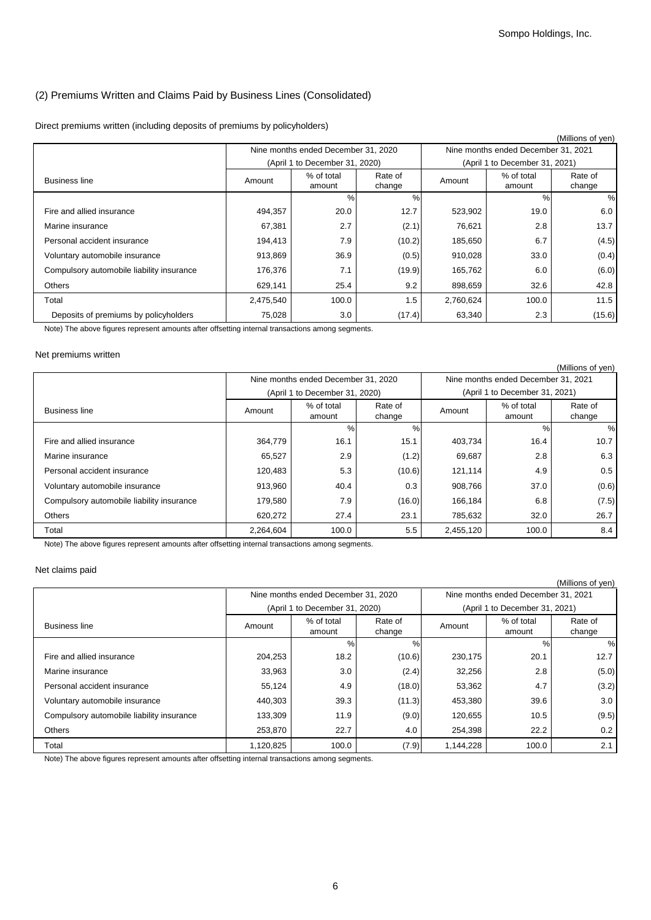## (2) Premiums Written and Claims Paid by Business Lines (Consolidated)

Direct premiums written (including deposits of premiums by policyholders)

(Millions of yen)

| Business line | Nine months ended December 31, 2020 (April 1 to December 31, 2020) | | | Nine months ended December 31, 2021 (April 1 to December 31, 2021) | | |
|---|---|---|---|---|---|---|
| | Amount | % of total amount | Rate of change | Amount | % of total amount | Rate of change |
| | | % | % | | % | % |
| Fire and allied insurance | 494,357 | 20.0 | 12.7 | 523,902 | 19.0 | 6.0 |
| Marine insurance | 67,381 | 2.7 | (2.1) | 76,621 | 2.8 | 13.7 |
| Personal accident insurance | 194,413 | 7.9 | (10.2) | 185,650 | 6.7 | (4.5) |
| Voluntary automobile insurance | 913,869 | 36.9 | (0.5) | 910,028 | 33.0 | (0.4) |
| Compulsory automobile liability insurance | 176,376 | 7.1 | (19.9) | 165,762 | 6.0 | (6.0) |
| Others | 629,141 | 25.4 | 9.2 | 898,659 | 32.6 | 42.8 |
| Total | 2,475,540 | 100.0 | 1.5 | 2,760,624 | 100.0 | 11.5 |
| Deposits of premiums by policyholders | 75,028 | 3.0 | (17.4) | 63,340 | 2.3 | (15.6) |

Note) The above figures represent amounts after offsetting internal transactions among segments.

Net premiums written

(Millions of yen)

| Business line | Nine months ended December 31, 2020 (April 1 to December 31, 2020) | | | Nine months ended December 31, 2021 (April 1 to December 31, 2021) | | |
|---|---|---|---|---|---|---|
| | Amount | % of total amount | Rate of change | Amount | % of total amount | Rate of change |
| | | % | % | | % | % |
| Fire and allied insurance | 364,779 | 16.1 | 15.1 | 403,734 | 16.4 | 10.7 |
| Marine insurance | 65,527 | 2.9 | (1.2) | 69,687 | 2.8 | 6.3 |
| Personal accident insurance | 120,483 | 5.3 | (10.6) | 121,114 | 4.9 | 0.5 |
| Voluntary automobile insurance | 913,960 | 40.4 | 0.3 | 908,766 | 37.0 | (0.6) |
| Compulsory automobile liability insurance | 179,580 | 7.9 | (16.0) | 166,184 | 6.8 | (7.5) |
| Others | 620,272 | 27.4 | 23.1 | 785,632 | 32.0 | 26.7 |
| Total | 2,264,604 | 100.0 | 5.5 | 2,455,120 | 100.0 | 8.4 |

Note) The above figures represent amounts after offsetting internal transactions among segments.

Net claims paid

(Millions of yen)

| Business line | Nine months ended December 31, 2020 (April 1 to December 31, 2020) | | | Nine months ended December 31, 2021 (April 1 to December 31, 2021) | | |
|---|---|---|---|---|---|---|
| | Amount | % of total amount | Rate of change | Amount | % of total amount | Rate of change |
| | | % | % | | % | % |
| Fire and allied insurance | 204,253 | 18.2 | (10.6) | 230,175 | 20.1 | 12.7 |
| Marine insurance | 33,963 | 3.0 | (2.4) | 32,256 | 2.8 | (5.0) |
| Personal accident insurance | 55,124 | 4.9 | (18.0) | 53,362 | 4.7 | (3.2) |
| Voluntary automobile insurance | 440,303 | 39.3 | (11.3) | 453,380 | 39.6 | 3.0 |
| Compulsory automobile liability insurance | 133,309 | 11.9 | (9.0) | 120,655 | 10.5 | (9.5) |
| Others | 253,870 | 22.7 | 4.0 | 254,398 | 22.2 | 0.2 |
| Total | 1,120,825 | 100.0 | (7.9) | 1,144,228 | 100.0 | 2.1 |

Note) The above figures represent amounts after offsetting internal transactions among segments.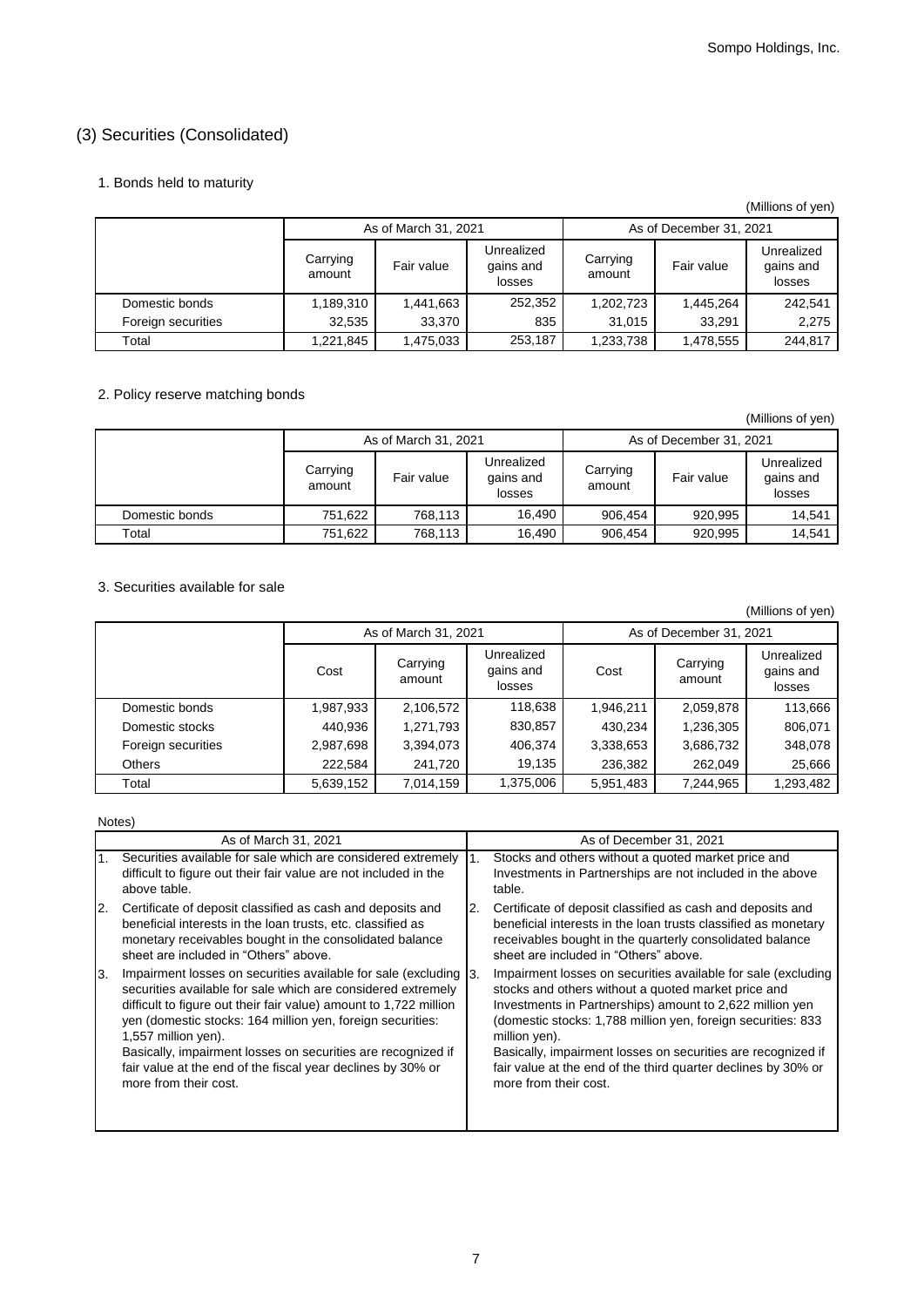## (3) Securities (Consolidated)

### 1. Bonds held to maturity

(Millions of yen)

| | As of March 31, 2021 | | | As of December 31, 2021 | | |
|---|---|---|---|---|---|---|
| | Carrying amount | Fair value | Unrealized gains and losses | Carrying amount | Fair value | Unrealized gains and losses |
| Domestic bonds | 1,189,310 | 1,441,663 | 252,352 | 1,202,723 | 1,445,264 | 242,541 |
| Foreign securities | 32,535 | 33,370 | 835 | 31,015 | 33,291 | 2,275 |
| Total | 1,221,845 | 1,475,033 | 253,187 | 1,233,738 | 1,478,555 | 244,817 |

### 2. Policy reserve matching bonds

(Millions of yen)

| | As of March 31, 2021 | | | As of December 31, 2021 | | |
|---|---|---|---|---|---|---|
| | Carrying amount | Fair value | Unrealized gains and losses | Carrying amount | Fair value | Unrealized gains and losses |
| Domestic bonds | 751,622 | 768,113 | 16,490 | 906,454 | 920,995 | 14,541 |
| Total | 751,622 | 768,113 | 16,490 | 906,454 | 920,995 | 14,541 |

### 3. Securities available for sale

(Millions of yen)

| | As of March 31, 2021 | | | As of December 31, 2021 | | |
|---|---|---|---|---|---|---|
| | Cost | Carrying amount | Unrealized gains and losses | Cost | Carrying amount | Unrealized gains and losses |
| Domestic bonds | 1,987,933 | 2,106,572 | 118,638 | 1,946,211 | 2,059,878 | 113,666 |
| Domestic stocks | 440,936 | 1,271,793 | 830,857 | 430,234 | 1,236,305 | 806,071 |
| Foreign securities | 2,987,698 | 3,394,073 | 406,374 | 3,338,653 | 3,686,732 | 348,078 |
| Others | 222,584 | 241,720 | 19,135 | 236,382 | 262,049 | 25,666 |
| Total | 5,639,152 | 7,014,159 | 1,375,006 | 5,951,483 | 7,244,965 | 1,293,482 |

Notes)

| As of March 31, 2021 | As of December 31, 2021 |
|---|---|
| 1. Securities available for sale which are considered extremely difficult to figure out their fair value are not included in the above table. | 1. Stocks and others without a quoted market price and Investments in Partnerships are not included in the above table. |
| 2. Certificate of deposit classified as cash and deposits and beneficial interests in the loan trusts, etc. classified as monetary receivables bought in the consolidated balance sheet are included in "Others" above. | 2. Certificate of deposit classified as cash and deposits and beneficial interests in the loan trusts classified as monetary receivables bought in the quarterly consolidated balance sheet are included in "Others" above. |
| 3. Impairment losses on securities available for sale (excluding securities available for sale which are considered extremely difficult to figure out their fair value) amount to 1,722 million yen (domestic stocks: 164 million yen, foreign securities: 1,557 million yen). Basically, impairment losses on securities are recognized if fair value at the end of the fiscal year declines by 30% or more from their cost. | 3. Impairment losses on securities available for sale (excluding stocks and others without a quoted market price and Investments in Partnerships) amount to 2,622 million yen (domestic stocks: 1,788 million yen, foreign securities: 833 million yen). Basically, impairment losses on securities are recognized if fair value at the end of the third quarter declines by 30% or more from their cost. |